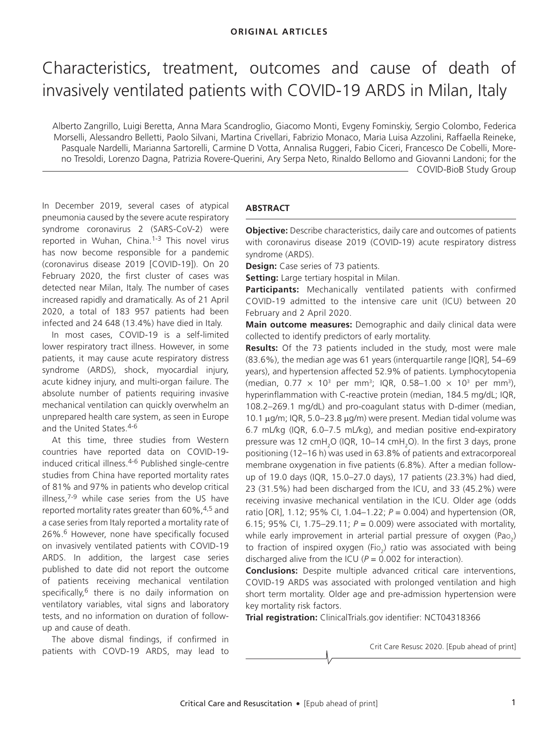ORIGINAL ARTICLES

# Characteristics, treatment, outcomes and cause of death of invasively ventilated patients with COVID-19 ARDS in Milan, Italy

Alberto Zangrillo, Luigi Beretta, Anna Mara Scandroglio, Giacomo Monti, Evgeny Fominskiy, Sergio Colombo, Federica Morselli, Alessandro Belletti, Paolo Silvani, Martina Crivellari, Fabrizio Monaco, Maria Luisa Azzolini, Raffaella Reineke, Pasquale Nardelli, Marianna Sartorelli, Carmine D Votta, Annalisa Ruggeri, Fabio Ciceri, Francesco De Cobelli, Moreno Tresoldi, Lorenzo Dagna, Patrizia Rovere-Querini, Ary Serpa Neto, Rinaldo Bellomo and Giovanni Landoni; for the COVID-BioB Study Group

## ABSTRACT

**Objective:** Describe characteristics, daily care and outcomes of patients with coronavirus disease 2019 (COVID-19) acute respiratory distress syndrome (ARDS).

**Design:** Case series of 73 patients.

**Setting:** Large tertiary hospital in Milan.

**Participants:** Mechanically ventilated patients with confirmed COVID-19 admitted to the intensive care unit (ICU) between 20 February and 2 April 2020.

**Main outcome measures:** Demographic and daily clinical data were collected to identify predictors of early mortality.

**Results:** Of the 73 patients included in the study, most were male (83.6%), the median age was 61 years (interquartile range [IQR], 54–69 years), and hypertension affected 52.9% of patients. Lymphocytopenia (median, $0.77 \times 10^3$ per $mm^3$; IQR, $0.58–1.00 \times 10^3$ per $mm^3$), hyperinflammation with C-reactive protein (median, 184.5 mg/dL; IQR, 108.2–269.1 mg/dL) and pro-coagulant status with D-dimer (median, 10.1 μg/m; IQR, 5.0–23.8 μg/m) were present. Median tidal volume was 6.7 mL/kg (IQR, 6.0–7.5 mL/kg), and median positive end-expiratory pressure was 12 $cmH_2O$ (IQR, 10–14 $cmH_2O$). In the first 3 days, prone positioning (12–16 h) was used in 63.8% of patients and extracorporeal membrane oxygenation in five patients (6.8%). After a median follow-up of 19.0 days (IQR, 15.0–27.0 days), 17 patients (23.3%) had died, 23 (31.5%) had been discharged from the ICU, and 33 (45.2%) were receiving invasive mechanical ventilation in the ICU. Older age (odds ratio [OR], 1.12; 95% CI, 1.04–1.22; $P = 0.004$) and hypertension (OR, 6.15; 95% CI, 1.75–29.11; $P = 0.009$) were associated with mortality, while early improvement in arterial partial pressure of oxygen ($Pa_{O_2}$) to fraction of inspired oxygen ($Fi_{O_2}$) ratio was associated with being discharged alive from the ICU ($P = 0.002$ for interaction).

**Conclusions:** Despite multiple advanced critical care interventions, COVID-19 ARDS was associated with prolonged ventilation and high short term mortality. Older age and pre-admission hypertension were key mortality risk factors.

**Trial registration:** ClinicalTrials.gov identifier: NCT04318366

Crit Care Resusc 2020. [Epub ahead of print]

In December 2019, several cases of atypical pneumonia caused by the severe acute respiratory syndrome coronavirus 2 (SARS-CoV-2) were reported in Wuhan, China.[1-3] This novel virus has now become responsible for a pandemic (coronavirus disease 2019 [COVID-19]). On 20 February 2020, the first cluster of cases was detected near Milan, Italy. The number of cases increased rapidly and dramatically. As of 21 April 2020, a total of 183 957 patients had been infected and 24 648 (13.4%) have died in Italy.

In most cases, COVID-19 is a self-limited lower respiratory tract illness. However, in some patients, it may cause acute respiratory distress syndrome (ARDS), shock, myocardial injury, acute kidney injury, and multi-organ failure. The absolute number of patients requiring invasive mechanical ventilation can quickly overwhelm an unprepared health care system, as seen in Europe and the United States.[4-6]

At this time, three studies from Western countries have reported data on COVID-19-induced critical illness.[4-6] Published single-centre studies from China have reported mortality rates of 81% and 97% in patients who develop critical illness,[7-9] while case series from the US have reported mortality rates greater than 60%,[4,5] and a case series from Italy reported a mortality rate of 26%.[6] However, none have specifically focused on invasively ventilated patients with COVID-19 ARDS. In addition, the largest case series published to date did not report the outcome of patients receiving mechanical ventilation specifically,[6] there is no daily information on ventilatory variables, vital signs and laboratory tests, and no information on duration of follow-up and cause of death.

The above dismal findings, if confirmed in patients with COVD-19 ARDS, may lead to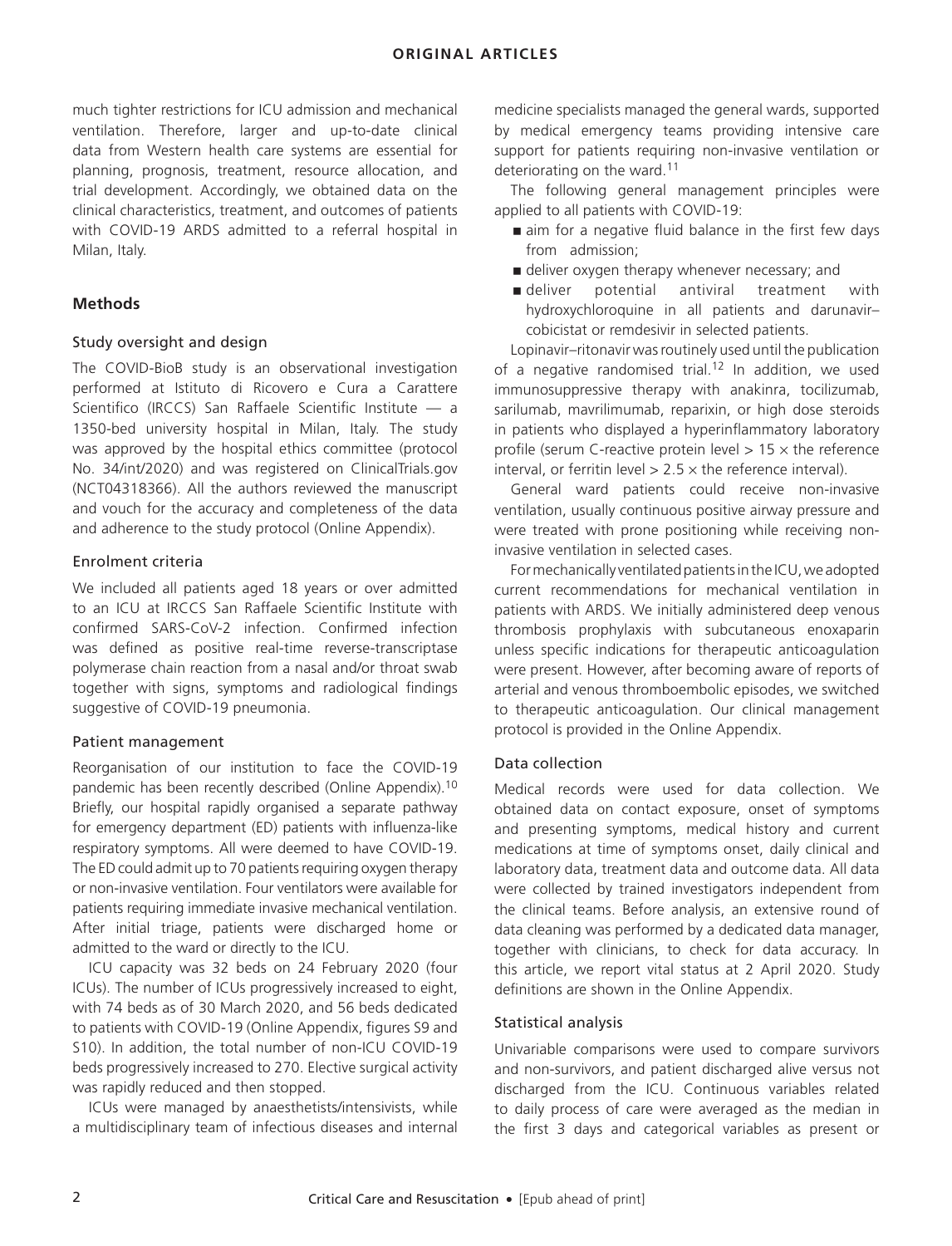much tighter restrictions for ICU admission and mechanical ventilation. Therefore, larger and up-to-date clinical data from Western health care systems are essential for planning, prognosis, treatment, resource allocation, and trial development. Accordingly, we obtained data on the clinical characteristics, treatment, and outcomes of patients with COVID-19 ARDS admitted to a referral hospital in Milan, Italy.

## Methods

### Study oversight and design

The COVID-BioB study is an observational investigation performed at Istituto di Ricovero e Cura a Carattere Scientifico (IRCCS) San Raffaele Scientific Institute — a 1350-bed university hospital in Milan, Italy. The study was approved by the hospital ethics committee (protocol No. 34/int/2020) and was registered on ClinicalTrials.gov (NCT04318366). All the authors reviewed the manuscript and vouch for the accuracy and completeness of the data and adherence to the study protocol (Online Appendix).

### Enrolment criteria

We included all patients aged 18 years or over admitted to an ICU at IRCCS San Raffaele Scientific Institute with confirmed SARS-CoV-2 infection. Confirmed infection was defined as positive real-time reverse-transcriptase polymerase chain reaction from a nasal and/or throat swab together with signs, symptoms and radiological findings suggestive of COVID-19 pneumonia.

### Patient management

Reorganisation of our institution to face the COVID-19 pandemic has been recently described (Online Appendix).[10] Briefly, our hospital rapidly organised a separate pathway for emergency department (ED) patients with influenza-like respiratory symptoms. All were deemed to have COVID-19. The ED could admit up to 70 patients requiring oxygen therapy or non-invasive ventilation. Four ventilators were available for patients requiring immediate invasive mechanical ventilation. After initial triage, patients were discharged home or admitted to the ward or directly to the ICU.

ICU capacity was 32 beds on 24 February 2020 (four ICUs). The number of ICUs progressively increased to eight, with 74 beds as of 30 March 2020, and 56 beds dedicated to patients with COVID-19 (Online Appendix, figures S9 and S10). In addition, the total number of non-ICU COVID-19 beds progressively increased to 270. Elective surgical activity was rapidly reduced and then stopped.

ICUs were managed by anaesthetists/intensivists, while a multidisciplinary team of infectious diseases and internal medicine specialists managed the general wards, supported by medical emergency teams providing intensive care support for patients requiring non-invasive ventilation or deteriorating on the ward.[11]

The following general management principles were applied to all patients with COVID-19:

- aim for a negative fluid balance in the first few days from admission;
- deliver oxygen therapy whenever necessary; and
- deliver potential antiviral treatment with hydroxychloroquine in all patients and darunavir–cobicistat or remdesivir in selected patients.

Lopinavir–ritonavir was routinely used until the publication of a negative randomised trial.[12] In addition, we used immunosuppressive therapy with anakinra, tocilizumab, sarilumab, mavrilimumab, reparixin, or high dose steroids in patients who displayed a hyperinflammatory laboratory profile (serum C-reactive protein level > 15 × the reference interval, or ferritin level > 2.5 × the reference interval).

General ward patients could receive non-invasive ventilation, usually continuous positive airway pressure and were treated with prone positioning while receiving non-invasive ventilation in selected cases.

For mechanically ventilated patients in the ICU, we adopted current recommendations for mechanical ventilation in patients with ARDS. We initially administered deep venous thrombosis prophylaxis with subcutaneous enoxaparin unless specific indications for therapeutic anticoagulation were present. However, after becoming aware of reports of arterial and venous thromboembolic episodes, we switched to therapeutic anticoagulation. Our clinical management protocol is provided in the Online Appendix.

### Data collection

Medical records were used for data collection. We obtained data on contact exposure, onset of symptoms and presenting symptoms, medical history and current medications at time of symptoms onset, daily clinical and laboratory data, treatment data and outcome data. All data were collected by trained investigators independent from the clinical teams. Before analysis, an extensive round of data cleaning was performed by a dedicated data manager, together with clinicians, to check for data accuracy. In this article, we report vital status at 2 April 2020. Study definitions are shown in the Online Appendix.

### Statistical analysis

Univariable comparisons were used to compare survivors and non-survivors, and patient discharged alive versus not discharged from the ICU. Continuous variables related to daily process of care were averaged as the median in the first 3 days and categorical variables as present or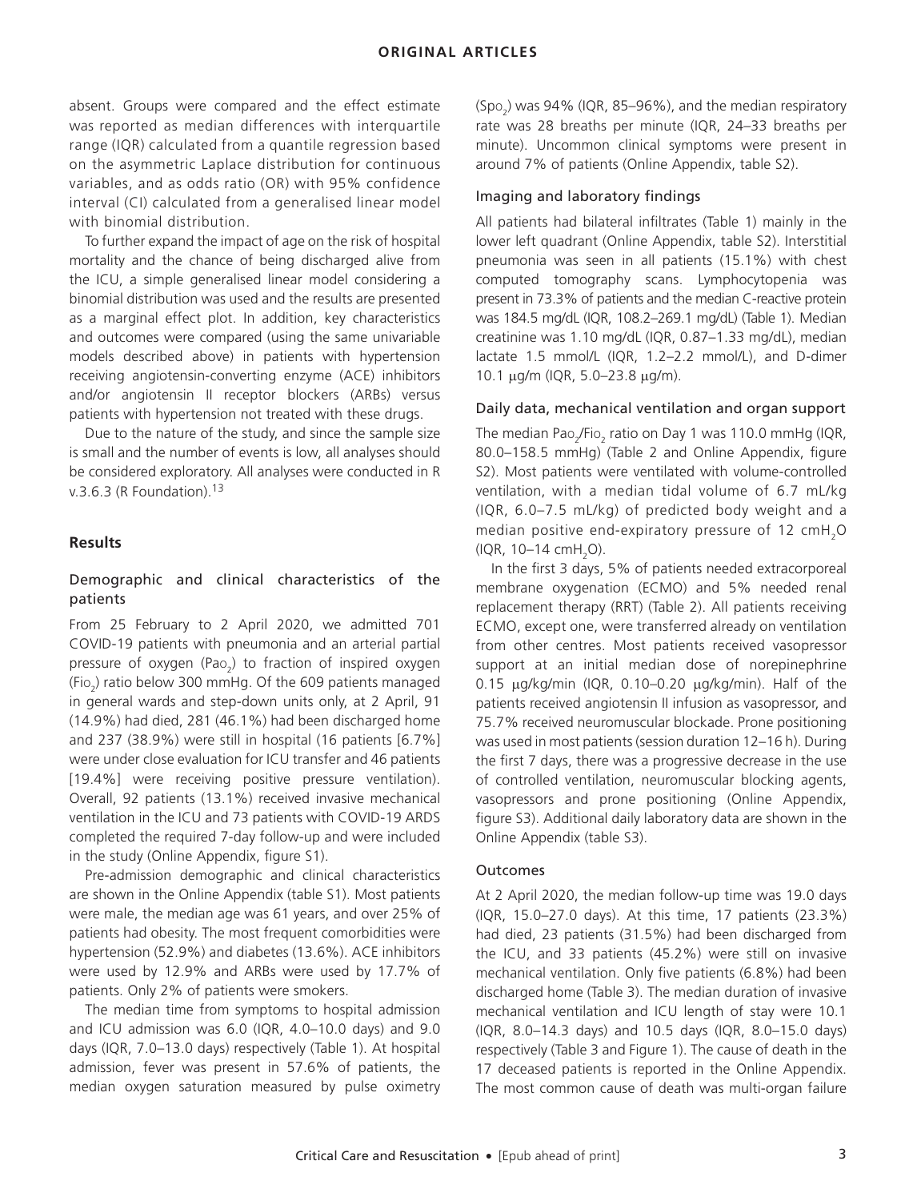absent. Groups were compared and the effect estimate was reported as median differences with interquartile range (IQR) calculated from a quantile regression based on the asymmetric Laplace distribution for continuous variables, and as odds ratio (OR) with 95% confidence interval (CI) calculated from a generalised linear model with binomial distribution.

To further expand the impact of age on the risk of hospital mortality and the chance of being discharged alive from the ICU, a simple generalised linear model considering a binomial distribution was used and the results are presented as a marginal effect plot. In addition, key characteristics and outcomes were compared (using the same univariable models described above) in patients with hypertension receiving angiotensin-converting enzyme (ACE) inhibitors and/or angiotensin II receptor blockers (ARBs) versus patients with hypertension not treated with these drugs.

Due to the nature of the study, and since the sample size is small and the number of events is low, all analyses should be considered exploratory. All analyses were conducted in R v.3.6.3 (R Foundation).[13]

## Results

### Demographic and clinical characteristics of the patients

From 25 February to 2 April 2020, we admitted 701 COVID-19 patients with pneumonia and an arterial partial pressure of oxygen ($Pao_2$) to fraction of inspired oxygen ($Fio_2$) ratio below 300 mmHg. Of the 609 patients managed in general wards and step-down units only, at 2 April, 91 (14.9%) had died, 281 (46.1%) had been discharged home and 237 (38.9%) were still in hospital (16 patients [6.7%] were under close evaluation for ICU transfer and 46 patients [19.4%] were receiving positive pressure ventilation). Overall, 92 patients (13.1%) received invasive mechanical ventilation in the ICU and 73 patients with COVID-19 ARDS completed the required 7-day follow-up and were included in the study (Online Appendix, figure S1).

Pre-admission demographic and clinical characteristics are shown in the Online Appendix (table S1). Most patients were male, the median age was 61 years, and over 25% of patients had obesity. The most frequent comorbidities were hypertension (52.9%) and diabetes (13.6%). ACE inhibitors were used by 12.9% and ARBs were used by 17.7% of patients. Only 2% of patients were smokers.

The median time from symptoms to hospital admission and ICU admission was 6.0 (IQR, 4.0–10.0 days) and 9.0 days (IQR, 7.0–13.0 days) respectively (Table 1). At hospital admission, fever was present in 57.6% of patients, the median oxygen saturation measured by pulse oximetry ($Spo_2$) was 94% (IQR, 85–96%), and the median respiratory rate was 28 breaths per minute (IQR, 24–33 breaths per minute). Uncommon clinical symptoms were present in around 7% of patients (Online Appendix, table S2).

### Imaging and laboratory findings

All patients had bilateral infiltrates (Table 1) mainly in the lower left quadrant (Online Appendix, table S2). Interstitial pneumonia was seen in all patients (15.1%) with chest computed tomography scans. Lymphocytopenia was present in 73.3% of patients and the median C-reactive protein was 184.5 mg/dL (IQR, 108.2–269.1 mg/dL) (Table 1). Median creatinine was 1.10 mg/dL (IQR, 0.87–1.33 mg/dL), median lactate 1.5 mmol/L (IQR, 1.2–2.2 mmol/L), and D-dimer 10.1 μg/m (IQR, 5.0–23.8 μg/m).

### Daily data, mechanical ventilation and organ support

The median $Pao_2/Fio_2$ ratio on Day 1 was 110.0 mmHg (IQR, 80.0–158.5 mmHg) (Table 2 and Online Appendix, figure S2). Most patients were ventilated with volume-controlled ventilation, with a median tidal volume of 6.7 mL/kg (IQR, 6.0–7.5 mL/kg) of predicted body weight and a median positive end-expiratory pressure of 12 $cmH_2O$ (IQR, 10–14 $cmH_2O$).

In the first 3 days, 5% of patients needed extracorporeal membrane oxygenation (ECMO) and 5% needed renal replacement therapy (RRT) (Table 2). All patients receiving ECMO, except one, were transferred already on ventilation from other centres. Most patients received vasopressor support at an initial median dose of norepinephrine 0.15 μg/kg/min (IQR, 0.10–0.20 μg/kg/min). Half of the patients received angiotensin II infusion as vasopressor, and 75.7% received neuromuscular blockade. Prone positioning was used in most patients (session duration 12–16 h). During the first 7 days, there was a progressive decrease in the use of controlled ventilation, neuromuscular blocking agents, vasopressors and prone positioning (Online Appendix, figure S3). Additional daily laboratory data are shown in the Online Appendix (table S3).

### Outcomes

At 2 April 2020, the median follow-up time was 19.0 days (IQR, 15.0–27.0 days). At this time, 17 patients (23.3%) had died, 23 patients (31.5%) had been discharged from the ICU, and 33 patients (45.2%) were still on invasive mechanical ventilation. Only five patients (6.8%) had been discharged home (Table 3). The median duration of invasive mechanical ventilation and ICU length of stay were 10.1 (IQR, 8.0–14.3 days) and 10.5 days (IQR, 8.0–15.0 days) respectively (Table 3 and Figure 1). The cause of death in the 17 deceased patients is reported in the Online Appendix. The most common cause of death was multi-organ failure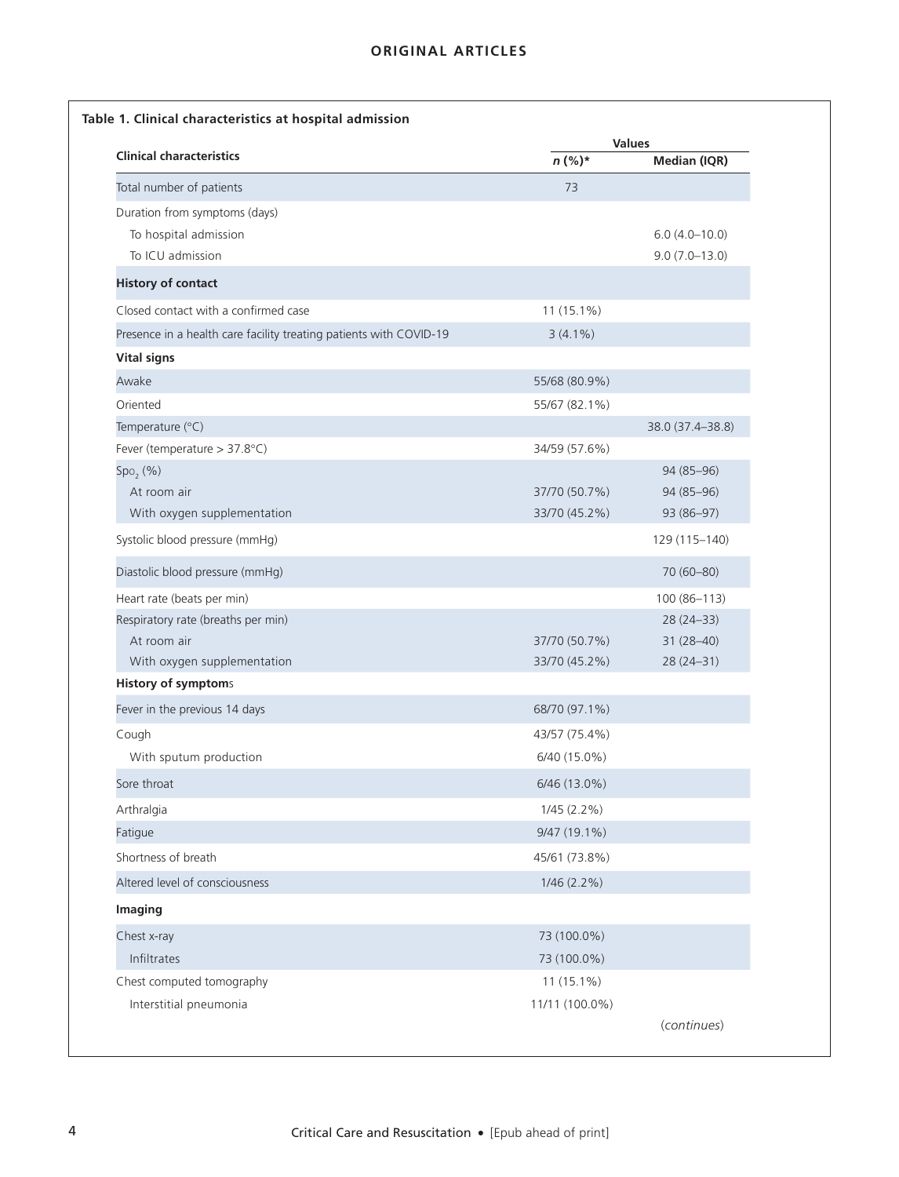**Table 1. Clinical characteristics at hospital admission**

| Clinical characteristics | Values | |
|---|---|---|
| | n (%)* | Median (IQR) |
| Total number of patients | 73 | |
| Duration from symptoms (days) | | |
| To hospital admission | | 6.0 (4.0–10.0) |
| To ICU admission | | 9.0 (7.0–13.0) |
| **History of contact** | | |
| Closed contact with a confirmed case | 11 (15.1%) | |
| Presence in a health care facility treating patients with COVID-19 | 3 (4.1%) | |
| **Vital signs** | | |
| Awake | 55/68 (80.9%) | |
| Oriented | 55/67 (82.1%) | |
| Temperature (°C) | | 38.0 (37.4–38.8) |
| Fever (temperature > 37.8°C) | 34/59 (57.6%) | |
| $Spo_2$ (%) | | 94 (85–96) |
| At room air | 37/70 (50.7%) | 94 (85–96) |
| With oxygen supplementation | 33/70 (45.2%) | 93 (86–97) |
| Systolic blood pressure (mmHg) | | 129 (115–140) |
| Diastolic blood pressure (mmHg) | | 70 (60–80) |
| Heart rate (beats per min) | | 100 (86–113) |
| Respiratory rate (breaths per min) | | 28 (24–33) |
| At room air | 37/70 (50.7%) | 31 (28–40) |
| With oxygen supplementation | 33/70 (45.2%) | 28 (24–31) |
| **History of symptoms** | | |
| Fever in the previous 14 days | 68/70 (97.1%) | |
| Cough | 43/57 (75.4%) | |
| With sputum production | 6/40 (15.0%) | |
| Sore throat | 6/46 (13.0%) | |
| Arthralgia | 1/45 (2.2%) | |
| Fatigue | 9/47 (19.1%) | |
| Shortness of breath | 45/61 (73.8%) | |
| Altered level of consciousness | 1/46 (2.2%) | |
| **Imaging** | | |
| Chest x-ray | 73 (100.0%) | |
| Infiltrates | 73 (100.0%) | |
| Chest computed tomography | 11 (15.1%) | |
| Interstitial pneumonia | 11/11 (100.0%) | |

(*continues*)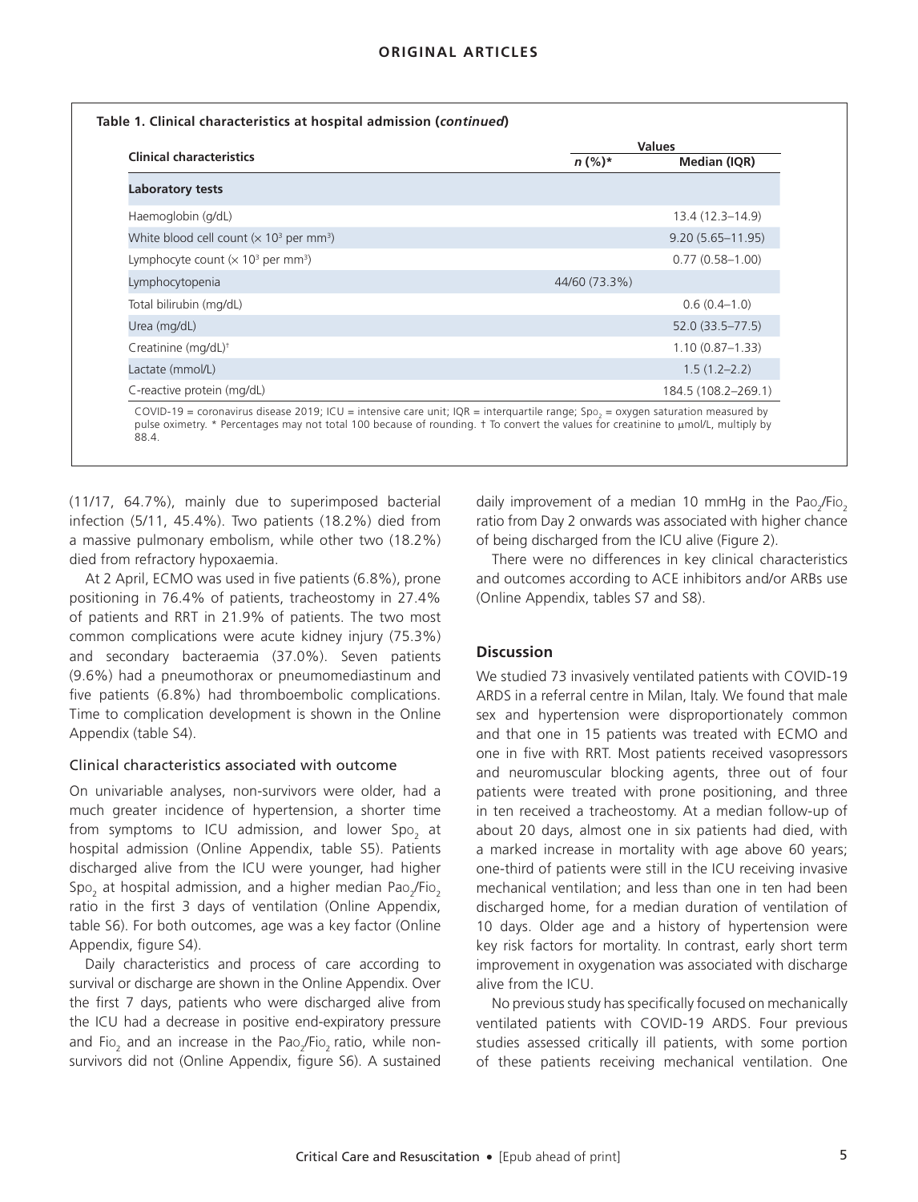**Table 1. Clinical characteristics at hospital admission (*continued*)**

| Clinical characteristics | Values | |
|---|---|---|
| | *n* (%)* | Median (IQR) |
| **Laboratory tests** | | |
| Haemoglobin (g/dL) | | 13.4 (12.3–14.9) |
| White blood cell count ($\times 10^3$ per mm$^3$) | | 9.20 (5.65–11.95) |
| Lymphocyte count ($\times 10^3$ per mm$^3$) | | 0.77 (0.58–1.00) |
| Lymphocytopenia | 44/60 (73.3%) | |
| Total bilirubin (mg/dL) | | 0.6 (0.4–1.0) |
| Urea (mg/dL) | | 52.0 (33.5–77.5) |
| Creatinine (mg/dL)† | | 1.10 (0.87–1.33) |
| Lactate (mmol/L) | | 1.5 (1.2–2.2) |
| C-reactive protein (mg/dL) | | 184.5 (108.2–269.1) |

COVID-19 = coronavirus disease 2019; ICU = intensive care unit; IQR = interquartile range; $Spo_2$ = oxygen saturation measured by pulse oximetry. * Percentages may not total 100 because of rounding. † To convert the values for creatinine to μmol/L, multiply by 88.4.

(11/17, 64.7%), mainly due to superimposed bacterial infection (5/11, 45.4%). Two patients (18.2%) died from a massive pulmonary embolism, while other two (18.2%) died from refractory hypoxaemia.

At 2 April, ECMO was used in five patients (6.8%), prone positioning in 76.4% of patients, tracheostomy in 27.4% of patients and RRT in 21.9% of patients. The two most common complications were acute kidney injury (75.3%) and secondary bacteraemia (37.0%). Seven patients (9.6%) had a pneumothorax or pneumomediastinum and five patients (6.8%) had thromboembolic complications. Time to complication development is shown in the Online Appendix (table S4).

### Clinical characteristics associated with outcome

On univariable analyses, non-survivors were older, had a much greater incidence of hypertension, a shorter time from symptoms to ICU admission, and lower $Spo_2$ at hospital admission (Online Appendix, table S5). Patients discharged alive from the ICU were younger, had higher $Spo_2$ at hospital admission, and a higher median $Pao_2/Fio_2$ ratio in the first 3 days of ventilation (Online Appendix, table S6). For both outcomes, age was a key factor (Online Appendix, figure S4).

Daily characteristics and process of care according to survival or discharge are shown in the Online Appendix. Over the first 7 days, patients who were discharged alive from the ICU had a decrease in positive end-expiratory pressure and $Fio_2$ and an increase in the $Pao_2/Fio_2$ ratio, while non-survivors did not (Online Appendix, figure S6). A sustained daily improvement of a median 10 mmHg in the $Pao_2/Fio_2$ ratio from Day 2 onwards was associated with higher chance of being discharged from the ICU alive (Figure 2).

There were no differences in key clinical characteristics and outcomes according to ACE inhibitors and/or ARBs use (Online Appendix, tables S7 and S8).

## Discussion

We studied 73 invasively ventilated patients with COVID-19 ARDS in a referral centre in Milan, Italy. We found that male sex and hypertension were disproportionately common and that one in 15 patients was treated with ECMO and one in five with RRT. Most patients received vasopressors and neuromuscular blocking agents, three out of four patients were treated with prone positioning, and three in ten received a tracheostomy. At a median follow-up of about 20 days, almost one in six patients had died, with a marked increase in mortality with age above 60 years; one-third of patients were still in the ICU receiving invasive mechanical ventilation; and less than one in ten had been discharged home, for a median duration of ventilation of 10 days. Older age and a history of hypertension were key risk factors for mortality. In contrast, early short term improvement in oxygenation was associated with discharge alive from the ICU.

No previous study has specifically focused on mechanically ventilated patients with COVID-19 ARDS. Four previous studies assessed critically ill patients, with some portion of these patients receiving mechanical ventilation. One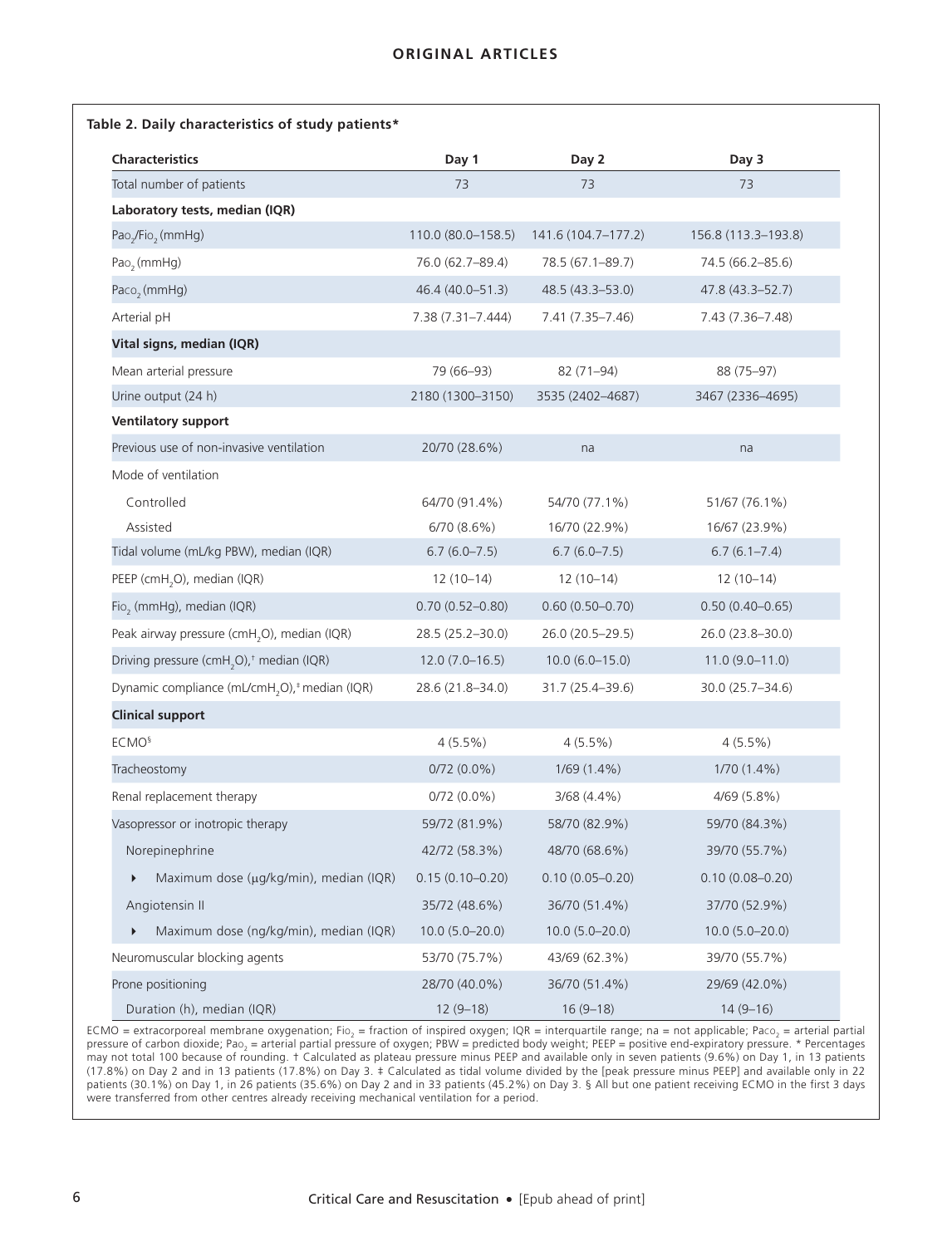**Table 2. Daily characteristics of study patients***

| Characteristics | Day 1 | Day 2 | Day 3 |
|---|---|---|---|
| Total number of patients | 73 | 73 | 73 |
| **Laboratory tests, median (IQR)** | | | |
| $Pa_{O_2}/Fi_{O_2}$ (mmHg) | 110.0 (80.0–158.5) | 141.6 (104.7–177.2) | 156.8 (113.3–193.8) |
| $Pa_{O_2}$ (mmHg) | 76.0 (62.7–89.4) | 78.5 (67.1–89.7) | 74.5 (66.2–85.6) |
| $Pa_{CO_2}$ (mmHg) | 46.4 (40.0–51.3) | 48.5 (43.3–53.0) | 47.8 (43.3–52.7) |
| Arterial pH | 7.38 (7.31–7.444) | 7.41 (7.35–7.46) | 7.43 (7.36–7.48) |
| **Vital signs, median (IQR)** | | | |
| Mean arterial pressure | 79 (66–93) | 82 (71–94) | 88 (75–97) |
| Urine output (24 h) | 2180 (1300–3150) | 3535 (2402–4687) | 3467 (2336–4695) |
| **Ventilatory support** | | | |
| Previous use of non-invasive ventilation | 20/70 (28.6%) | na | na |
| Mode of ventilation | | | |
| Controlled | 64/70 (91.4%) | 54/70 (77.1%) | 51/67 (76.1%) |
| Assisted | 6/70 (8.6%) | 16/70 (22.9%) | 16/67 (23.9%) |
| Tidal volume (mL/kg PBW), median (IQR) | 6.7 (6.0–7.5) | 6.7 (6.0–7.5) | 6.7 (6.1–7.4) |
| PEEP ($cmH_2O$), median (IQR) | 12 (10–14) | 12 (10–14) | 12 (10–14) |
| $Fi_{O_2}$ (mmHg), median (IQR) | 0.70 (0.52–0.80) | 0.60 (0.50–0.70) | 0.50 (0.40–0.65) |
| Peak airway pressure ($cmH_2O$), median (IQR) | 28.5 (25.2–30.0) | 26.0 (20.5–29.5) | 26.0 (23.8–30.0) |
| Driving pressure ($cmH_2O$),† median (IQR) | 12.0 (7.0–16.5) | 10.0 (6.0–15.0) | 11.0 (9.0–11.0) |
| Dynamic compliance ($mL/cmH_2O$),‡ median (IQR) | 28.6 (21.8–34.0) | 31.7 (25.4–39.6) | 30.0 (25.7–34.6) |
| **Clinical support** | | | |
| ECMO§ | 4 (5.5%) | 4 (5.5%) | 4 (5.5%) |
| Tracheostomy | 0/72 (0.0%) | 1/69 (1.4%) | 1/70 (1.4%) |
| Renal replacement therapy | 0/72 (0.0%) | 3/68 (4.4%) | 4/69 (5.8%) |
| Vasopressor or inotropic therapy | 59/72 (81.9%) | 58/70 (82.9%) | 59/70 (84.3%) |
| Norepinephrine | 42/72 (58.3%) | 48/70 (68.6%) | 39/70 (55.7%) |
| ‣ Maximum dose (μg/kg/min), median (IQR) | 0.15 (0.10–0.20) | 0.10 (0.05–0.20) | 0.10 (0.08–0.20) |
| Angiotensin II | 35/72 (48.6%) | 36/70 (51.4%) | 37/70 (52.9%) |
| ‣ Maximum dose (ng/kg/min), median (IQR) | 10.0 (5.0–20.0) | 10.0 (5.0–20.0) | 10.0 (5.0–20.0) |
| Neuromuscular blocking agents | 53/70 (75.7%) | 43/69 (62.3%) | 39/70 (55.7%) |
| Prone positioning | 28/70 (40.0%) | 36/70 (51.4%) | 29/69 (42.0%) |
| Duration (h), median (IQR) | 12 (9–18) | 16 (9–18) | 14 (9–16) |

ECMO = extracorporeal membrane oxygenation; $Fi_{O_2}$ = fraction of inspired oxygen; IQR = interquartile range; na = not applicable; $Pa_{CO_2}$ = arterial partial pressure of carbon dioxide; $Pa_{O_2}$ = arterial partial pressure of oxygen; PBW = predicted body weight; PEEP = positive end-expiratory pressure. * Percentages may not total 100 because of rounding. † Calculated as plateau pressure minus PEEP and available only in seven patients (9.6%) on Day 1, in 13 patients (17.8%) on Day 2 and in 13 patients (17.8%) on Day 3. ‡ Calculated as tidal volume divided by the [peak pressure minus PEEP] and available only in 22 patients (30.1%) on Day 1, in 26 patients (35.6%) on Day 2 and in 33 patients (45.2%) on Day 3. § All but one patient receiving ECMO in the first 3 days were transferred from other centres already receiving mechanical ventilation for a period.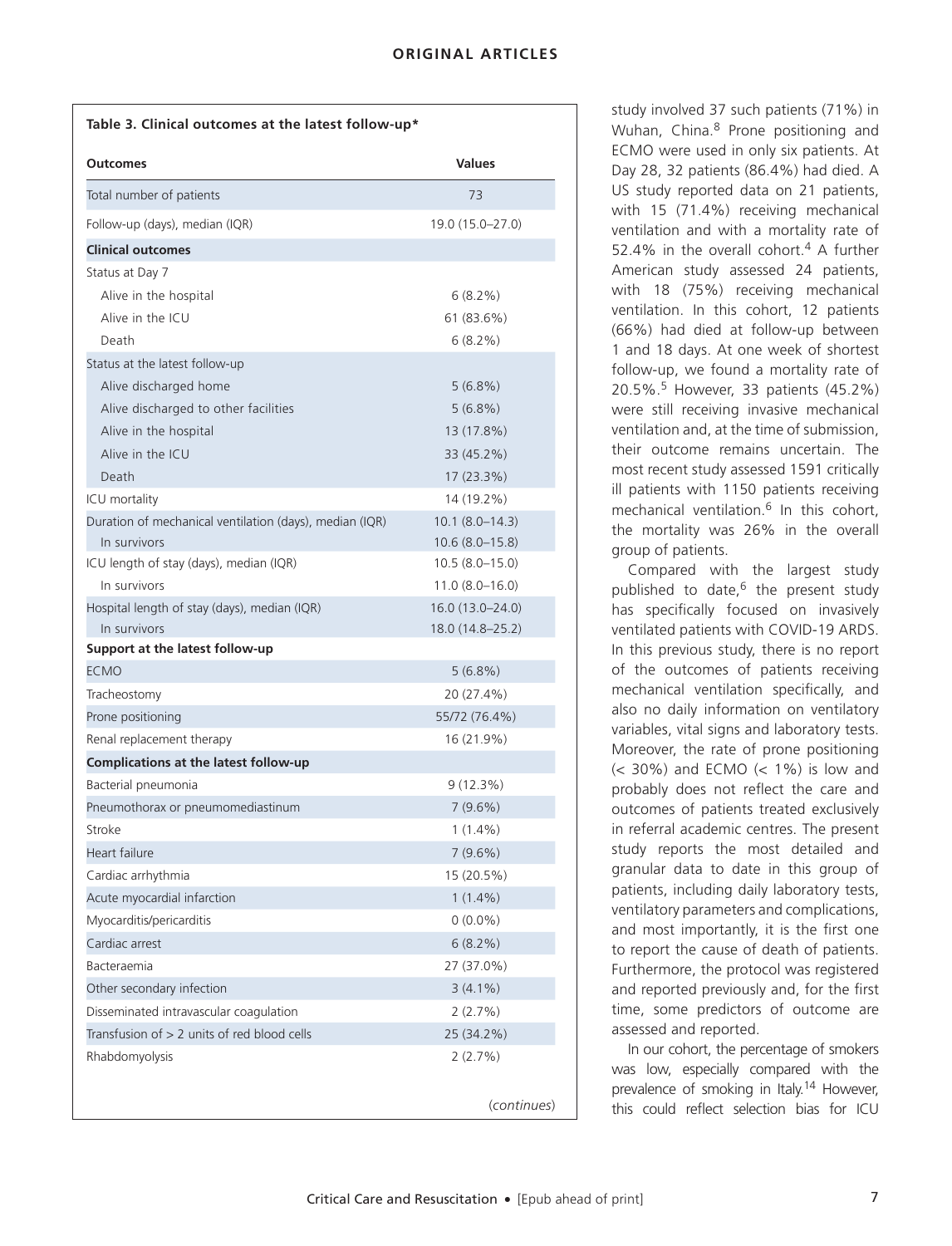**Table 3. Clinical outcomes at the latest follow-up***

| Outcomes | Values |
|---|---|
| Total number of patients | 73 |
| Follow-up (days), median (IQR) | 19.0 (15.0–27.0) |
| **Clinical outcomes** | |
| Status at Day 7 | |
| Alive in the hospital | 6 (8.2%) |
| Alive in the ICU | 61 (83.6%) |
| Death | 6 (8.2%) |
| Status at the latest follow-up | |
| Alive discharged home | 5 (6.8%) |
| Alive discharged to other facilities | 5 (6.8%) |
| Alive in the hospital | 13 (17.8%) |
| Alive in the ICU | 33 (45.2%) |
| Death | 17 (23.3%) |
| ICU mortality | 14 (19.2%) |
| Duration of mechanical ventilation (days), median (IQR) | 10.1 (8.0–14.3) |
| In survivors | 10.6 (8.0–15.8) |
| ICU length of stay (days), median (IQR) | 10.5 (8.0–15.0) |
| In survivors | 11.0 (8.0–16.0) |
| Hospital length of stay (days), median (IQR) | 16.0 (13.0–24.0) |
| In survivors | 18.0 (14.8–25.2) |
| **Support at the latest follow-up** | |
| ECMO | 5 (6.8%) |
| Tracheostomy | 20 (27.4%) |
| Prone positioning | 55/72 (76.4%) |
| Renal replacement therapy | 16 (21.9%) |
| **Complications at the latest follow-up** | |
| Bacterial pneumonia | 9 (12.3%) |
| Pneumothorax or pneumomediastinum | 7 (9.6%) |
| Stroke | 1 (1.4%) |
| Heart failure | 7 (9.6%) |
| Cardiac arrhythmia | 15 (20.5%) |
| Acute myocardial infarction | 1 (1.4%) |
| Myocarditis/pericarditis | 0 (0.0%) |
| Cardiac arrest | 6 (8.2%) |
| Bacteraemia | 27 (37.0%) |
| Other secondary infection | 3 (4.1%) |
| Disseminated intravascular coagulation | 2 (2.7%) |
| Transfusion of > 2 units of red blood cells | 25 (34.2%) |
| Rhabdomyolysis | 2 (2.7%) |

(*continues*)

study involved 37 such patients (71%) in Wuhan, China.[8] Prone positioning and ECMO were used in only six patients. At Day 28, 32 patients (86.4%) had died. A US study reported data on 21 patients, with 15 (71.4%) receiving mechanical ventilation and with a mortality rate of 52.4% in the overall cohort.[4] A further American study assessed 24 patients, with 18 (75%) receiving mechanical ventilation. In this cohort, 12 patients (66%) had died at follow-up between 1 and 18 days. At one week of shortest follow-up, we found a mortality rate of 20.5%.[5] However, 33 patients (45.2%) were still receiving invasive mechanical ventilation and, at the time of submission, their outcome remains uncertain. The most recent study assessed 1591 critically ill patients with 1150 patients receiving mechanical ventilation.[6] In this cohort, the mortality was 26% in the overall group of patients.

Compared with the largest study published to date,[6] the present study has specifically focused on invasively ventilated patients with COVID-19 ARDS. In this previous study, there is no report of the outcomes of patients receiving mechanical ventilation specifically, and also no daily information on ventilatory variables, vital signs and laboratory tests. Moreover, the rate of prone positioning (< 30%) and ECMO (< 1%) is low and probably does not reflect the care and outcomes of patients treated exclusively in referral academic centres. The present study reports the most detailed and granular data to date in this group of patients, including daily laboratory tests, ventilatory parameters and complications, and most importantly, it is the first one to report the cause of death of patients. Furthermore, the protocol was registered and reported previously and, for the first time, some predictors of outcome are assessed and reported.

In our cohort, the percentage of smokers was low, especially compared with the prevalence of smoking in Italy.[14] However, this could reflect selection bias for ICU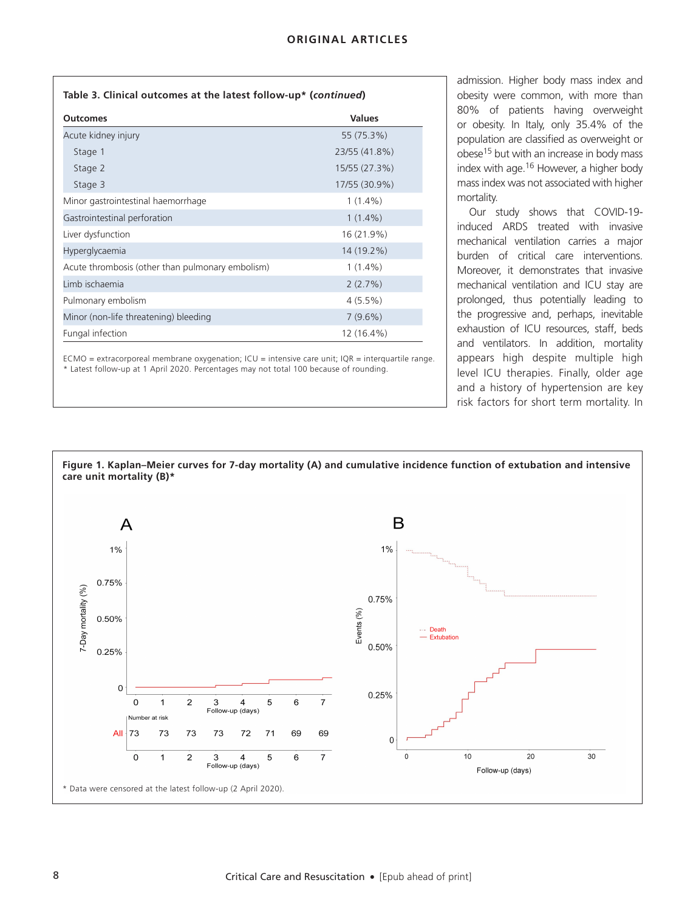**Table 3. Clinical outcomes at the latest follow-up* (*continued*)**

| Outcomes | Values |
|---|---|
| Acute kidney injury | 55 (75.3%) |
| Stage 1 | 23/55 (41.8%) |
| Stage 2 | 15/55 (27.3%) |
| Stage 3 | 17/55 (30.9%) |
| Minor gastrointestinal haemorrhage | 1 (1.4%) |
| Gastrointestinal perforation | 1 (1.4%) |
| Liver dysfunction | 16 (21.9%) |
| Hyperglycaemia | 14 (19.2%) |
| Acute thrombosis (other than pulmonary embolism) | 1 (1.4%) |
| Limb ischaemia | 2 (2.7%) |
| Pulmonary embolism | 4 (5.5%) |
| Minor (non-life threatening) bleeding | 7 (9.6%) |
| Fungal infection | 12 (16.4%) |

ECMO = extracorporeal membrane oxygenation; ICU = intensive care unit; IQR = interquartile range.
* Latest follow-up at 1 April 2020. Percentages may not total 100 because of rounding.

admission. Higher body mass index and obesity were common, with more than 80% of patients having overweight or obesity. In Italy, only 35.4% of the population are classified as overweight or obese[15] but with an increase in body mass index with age.[16] However, a higher body mass index was not associated with higher mortality.

Our study shows that COVID-19-induced ARDS treated with invasive mechanical ventilation carries a major burden of critical care interventions. Moreover, it demonstrates that invasive mechanical ventilation and ICU stay are prolonged, thus potentially leading to the progressive and, perhaps, inevitable exhaustion of ICU resources, staff, beds and ventilators. In addition, mortality appears high despite multiple high level ICU therapies. Finally, older age and a history of hypertension are key risk factors for short term mortality. In

**Figure 1. Kaplan–Meier curves for 7-day mortality (A) and cumulative incidence function of extubation and intensive care unit mortality (B)***

A

7-Day mortality (%)

1%
0.75%
0.50%
0.25%
0

0 1 2 3 4 5 6 7
Follow-up (days)

Number at risk
All 73 73 73 73 72 71 69 69
0 1 2 3 4 5 6 7
Follow-up (days)

B

Events (%)

1%
0.75%
0.50%
0.25%
0

Death
Extubation

0 10 20 30
Follow-up (days)

* Data were censored at the latest follow-up (2 April 2020).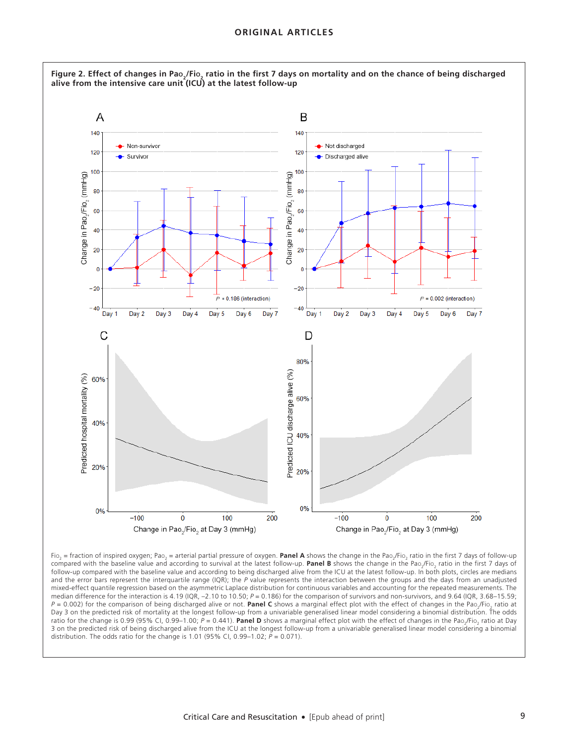**Figure 2. Effect of changes in $Pao_2/Fio_2$ ratio in the first 7 days on mortality and on the chance of being discharged alive from the intensive care unit (ICU) at the latest follow-up**

$Fio_2$ = fraction of inspired oxygen; $Pao_2$ = arterial partial pressure of oxygen. **Panel A** shows the change in the $Pao_2/Fio_2$ ratio in the first 7 days of follow-up compared with the baseline value and according to survival at the latest follow-up. **Panel B** shows the change in the $Pao_2/Fio_2$ ratio in the first 7 days of follow-up compared with the baseline value and according to being discharged alive from the ICU at the latest follow-up. In both plots, circles are medians and the error bars represent the interquartile range (IQR); the *P* value represents the interaction between the groups and the days from an unadjusted mixed-effect quantile regression based on the asymmetric Laplace distribution for continuous variables and accounting for the repeated measurements. The median difference for the interaction is 4.19 (IQR, −2.10 to 10.50; $P = 0.186$) for the comparison of survivors and non-survivors, and 9.64 (IQR, 3.68–15.59; $P = 0.002$) for the comparison of being discharged alive or not. **Panel C** shows a marginal effect plot with the effect of changes in the $Pao_2/Fio_2$ ratio at Day 3 on the predicted risk of mortality at the longest follow-up from a univariable generalised linear model considering a binomial distribution. The odds ratio for the change is 0.99 (95% CI, 0.99–1.00; $P = 0.441$). **Panel D** shows a marginal effect plot with the effect of changes in the $Pao_2/Fio_2$ ratio at Day 3 on the predicted risk of being discharged alive from the ICU at the longest follow-up from a univariable generalised linear model considering a binomial distribution. The odds ratio for the change is 1.01 (95% CI, 0.99–1.02; $P = 0.071$).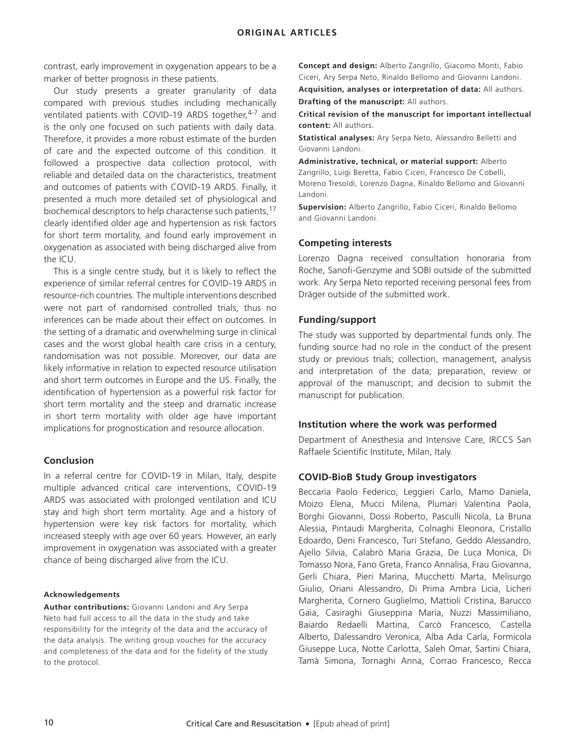contrast, early improvement in oxygenation appears to be a marker of better prognosis in these patients.

Our study presents a greater granularity of data compared with previous studies including mechanically ventilated patients with COVID-19 ARDS together,[4-7] and is the only one focused on such patients with daily data. Therefore, it provides a more robust estimate of the burden of care and the expected outcome of this condition. It followed a prospective data collection protocol, with reliable and detailed data on the characteristics, treatment and outcomes of patients with COVID-19 ARDS. Finally, it presented a much more detailed set of physiological and biochemical descriptors to help characterise such patients,[17] clearly identified older age and hypertension as risk factors for short term mortality, and found early improvement in oxygenation as associated with being discharged alive from the ICU.

This is a single centre study, but it is likely to reflect the experience of similar referral centres for COVID-19 ARDS in resource-rich countries. The multiple interventions described were not part of randomised controlled trials, thus no inferences can be made about their effect on outcomes. In the setting of a dramatic and overwhelming surge in clinical cases and the worst global health care crisis in a century, randomisation was not possible. Moreover, our data are likely informative in relation to expected resource utilisation and short term outcomes in Europe and the US. Finally, the identification of hypertension as a powerful risk factor for short term mortality and the steep and dramatic increase in short term mortality with older age have important implications for prognostication and resource allocation.

## Conclusion

In a referral centre for COVID-19 in Milan, Italy, despite multiple advanced critical care interventions, COVID-19 ARDS was associated with prolonged ventilation and ICU stay and high short term mortality. Age and a history of hypertension were key risk factors for mortality, which increased steeply with age over 60 years. However, an early improvement in oxygenation was associated with a greater chance of being discharged alive from the ICU.

#### Acknowledgements

**Author contributions:** Giovanni Landoni and Ary Serpa Neto had full access to all the data in the study and take responsibility for the integrity of the data and the accuracy of the data analysis. The writing group vouches for the accuracy and completeness of the data and for the fidelity of the study to the protocol.

**Concept and design:** Alberto Zangrillo, Giacomo Monti, Fabio Ciceri, Ary Serpa Neto, Rinaldo Bellomo and Giovanni Landoni.

**Acquisition, analyses or interpretation of data:** All authors.

**Drafting of the manuscript:** All authors.

**Critical revision of the manuscript for important intellectual content:** All authors.

**Statistical analyses:** Ary Serpa Neto, Alessandro Belletti and Giovanni Landoni.

**Administrative, technical, or material support:** Alberto Zangrillo, Luigi Beretta, Fabio Ciceri, Francesco De Cobelli, Moreno Tresoldi, Lorenzo Dagna, Rinaldo Bellomo and Giovanni Landoni.

**Supervision:** Alberto Zangrillo, Fabio Ciceri, Rinaldo Bellomo and Giovanni Landoni.

### Competing interests

Lorenzo Dagna received consultation honoraria from Roche, Sanofi-Genzyme and SOBI outside of the submitted work. Ary Serpa Neto reported receiving personal fees from Dräger outside of the submitted work.

### Funding/support

The study was supported by departmental funds only. The funding source had no role in the conduct of the present study or previous trials; collection, management, analysis and interpretation of the data; preparation, review or approval of the manuscript; and decision to submit the manuscript for publication.

### Institution where the work was performed

Department of Anesthesia and Intensive Care, IRCCS San Raffaele Scientific Institute, Milan, Italy.

### COVID-BioB Study Group investigators

Beccaria Paolo Federico, Leggieri Carlo, Mamo Daniela, Moizo Elena, Mucci Milena, Plumari Valentina Paola, Borghi Giovanni, Dossi Roberto, Pasculli Nicola, La Bruna Alessia, Pintaudi Margherita, Colnaghi Eleonora, Cristallo Edoardo, Deni Francesco, Turi Stefano, Geddo Alessandro, Ajello Silvia, Calabrò Maria Grazia, De Luca Monica, Di Tomasso Nora, Fano Greta, Franco Annalisa, Frau Giovanna, Gerli Chiara, Pieri Marina, Mucchetti Marta, Melisurgo Giulio, Oriani Alessandro, Di Prima Ambra Licia, Licheri Margherita, Cornero Guglielmo, Mattioli Cristina, Barucco Gaia, Casiraghi Giuseppina Maria, Nuzzi Massimiliano, Baiardo Redaelli Martina, Carcò Francesco, Castella Alberto, Dalessandro Veronica, Alba Ada Carla, Formicola Giuseppe Luca, Notte Carlotta, Saleh Omar, Sartini Chiara, Tamà Simona, Tornaghi Anna, Corrao Francesco, Recca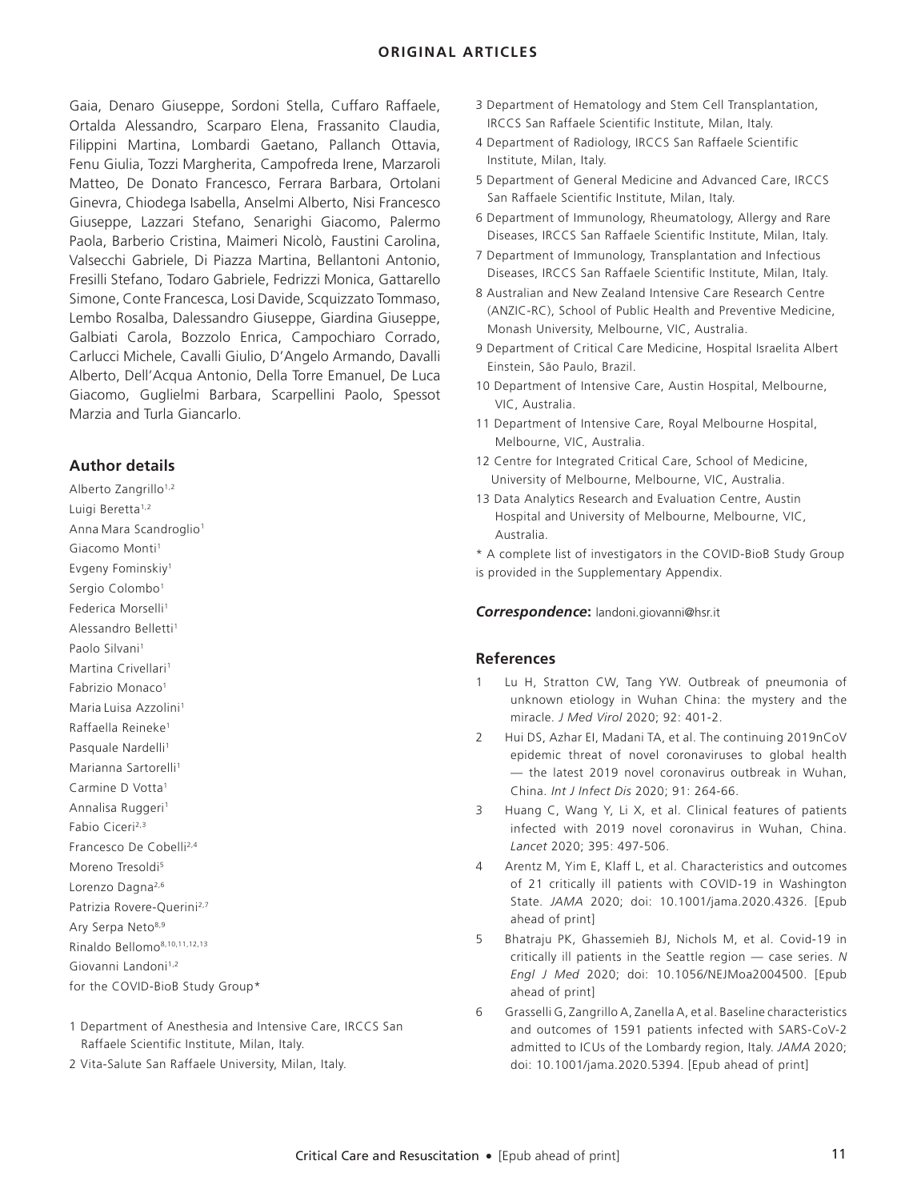Gaia, Denaro Giuseppe, Sordoni Stella, Cuffaro Raffaele, Ortalda Alessandro, Scarparo Elena, Frassanito Claudia, Filippini Martina, Lombardi Gaetano, Pallanch Ottavia, Fenu Giulia, Tozzi Margherita, Campofreda Irene, Marzaroli Matteo, De Donato Francesco, Ferrara Barbara, Ortolani Ginevra, Chiodega Isabella, Anselmi Alberto, Nisi Francesco Giuseppe, Lazzari Stefano, Senarighi Giacomo, Palermo Paola, Barberio Cristina, Maimeri Nicolò, Faustini Carolina, Valsecchi Gabriele, Di Piazza Martina, Bellantoni Antonio, Fresilli Stefano, Todaro Gabriele, Fedrizzi Monica, Gattarello Simone, Conte Francesca, Losi Davide, Scquizzato Tommaso, Lembo Rosalba, Dalessandro Giuseppe, Giardina Giuseppe, Galbiati Carola, Bozzolo Enrica, Campochiaro Corrado, Carlucci Michele, Cavalli Giulio, D'Angelo Armando, Davalli Alberto, Dell'Acqua Antonio, Della Torre Emanuel, De Luca Giacomo, Guglielmi Barbara, Scarpellini Paolo, Spessot Marzia and Turla Giancarlo.

## Author details

Alberto Zangrillo[1,2]
Luigi Beretta[1,2]
Anna Mara Scandroglio[1]
Giacomo Monti[1]
Evgeny Fominskiy[1]
Sergio Colombo[1]
Federica Morselli[1]
Alessandro Belletti[1]
Paolo Silvani[1]
Martina Crivellari[1]
Fabrizio Monaco[1]
Maria Luisa Azzolini[1]
Raffaella Reineke[1]
Pasquale Nardelli[1]
Marianna Sartorelli[1]
Carmine D Votta[1]
Annalisa Ruggeri[1]
Fabio Ciceri[2,3]
Francesco De Cobelli[2,4]
Moreno Tresoldi[5]
Lorenzo Dagna[2,6]
Patrizia Rovere-Querini[2,7]
Ary Serpa Neto[8,9]
Rinaldo Bellomo[8,10,11,12,13]
Giovanni Landoni[1,2]
for the COVID-BioB Study Group*

1 Department of Anesthesia and Intensive Care, IRCCS San Raffaele Scientific Institute, Milan, Italy.

2 Vita-Salute San Raffaele University, Milan, Italy.

3 Department of Hematology and Stem Cell Transplantation, IRCCS San Raffaele Scientific Institute, Milan, Italy.

4 Department of Radiology, IRCCS San Raffaele Scientific Institute, Milan, Italy.

5 Department of General Medicine and Advanced Care, IRCCS San Raffaele Scientific Institute, Milan, Italy.

6 Department of Immunology, Rheumatology, Allergy and Rare Diseases, IRCCS San Raffaele Scientific Institute, Milan, Italy.

7 Department of Immunology, Transplantation and Infectious Diseases, IRCCS San Raffaele Scientific Institute, Milan, Italy.

8 Australian and New Zealand Intensive Care Research Centre (ANZIC-RC), School of Public Health and Preventive Medicine, Monash University, Melbourne, VIC, Australia.

9 Department of Critical Care Medicine, Hospital Israelita Albert Einstein, São Paulo, Brazil.

10 Department of Intensive Care, Austin Hospital, Melbourne, VIC, Australia.

11 Department of Intensive Care, Royal Melbourne Hospital, Melbourne, VIC, Australia.

12 Centre for Integrated Critical Care, School of Medicine, University of Melbourne, Melbourne, VIC, Australia.

13 Data Analytics Research and Evaluation Centre, Austin Hospital and University of Melbourne, Melbourne, VIC, Australia.

* A complete list of investigators in the COVID-BioB Study Group is provided in the Supplementary Appendix.

***Correspondence*:** landoni.giovanni@hsr.it

## References

1. Lu H, Stratton CW, Tang YW. Outbreak of pneumonia of unknown etiology in Wuhan China: the mystery and the miracle. *J Med Virol* 2020; 92: 401-2.
2. Hui DS, Azhar EI, Madani TA, et al. The continuing 2019nCoV epidemic threat of novel coronaviruses to global health — the latest 2019 novel coronavirus outbreak in Wuhan, China. *Int J Infect Dis* 2020; 91: 264-66.
3. Huang C, Wang Y, Li X, et al. Clinical features of patients infected with 2019 novel coronavirus in Wuhan, China. *Lancet* 2020; 395: 497-506.
4. Arentz M, Yim E, Klaff L, et al. Characteristics and outcomes of 21 critically ill patients with COVID-19 in Washington State. *JAMA* 2020; doi: 10.1001/jama.2020.4326. [Epub ahead of print]
5. Bhatraju PK, Ghassemieh BJ, Nichols M, et al. Covid-19 in critically ill patients in the Seattle region — case series. *N Engl J Med* 2020; doi: 10.1056/NEJMoa2004500. [Epub ahead of print]
6. Grasselli G, Zangrillo A, Zanella A, et al. Baseline characteristics and outcomes of 1591 patients infected with SARS-CoV-2 admitted to ICUs of the Lombardy region, Italy. *JAMA* 2020; doi: 10.1001/jama.2020.5394. [Epub ahead of print]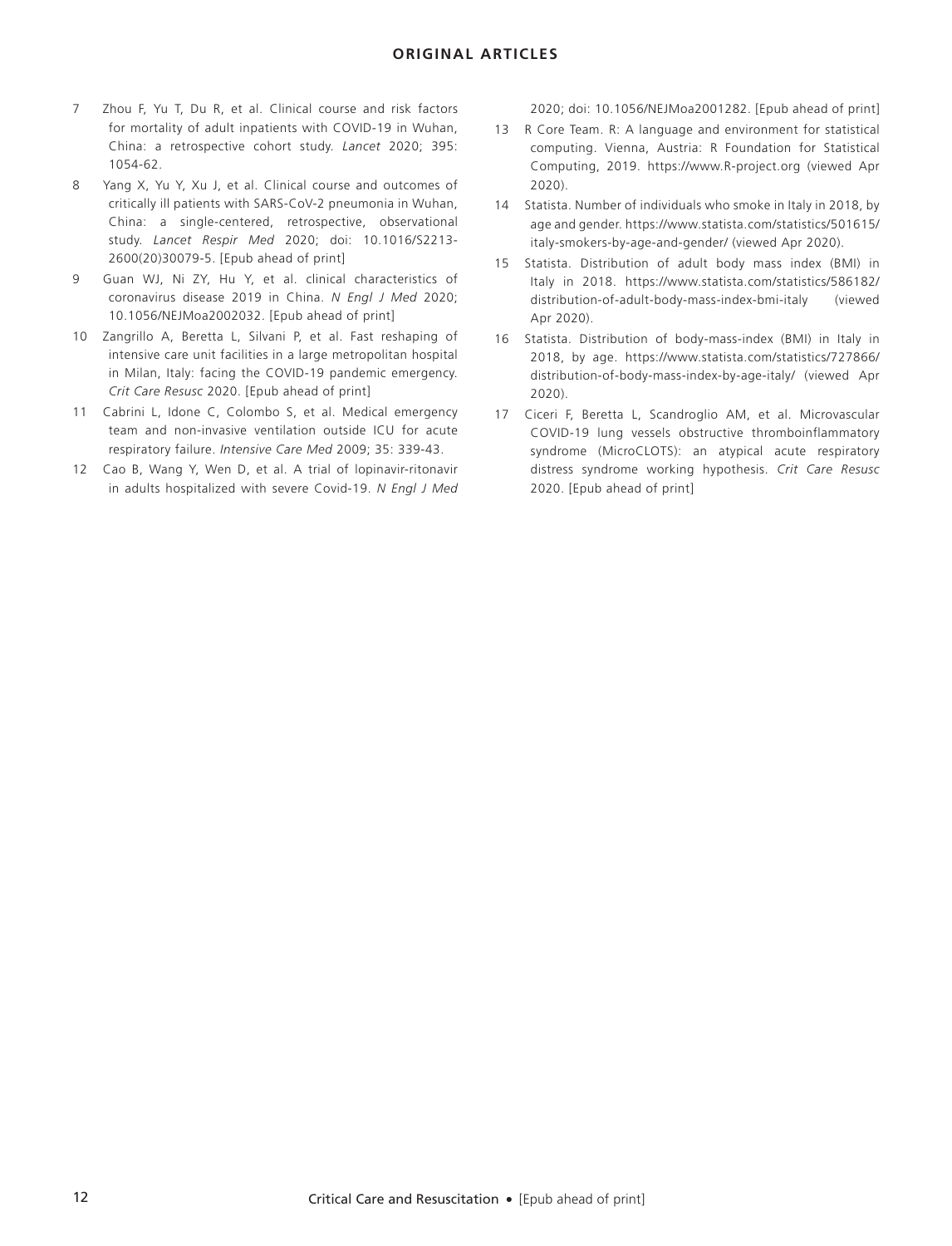7 Zhou F, Yu T, Du R, et al. Clinical course and risk factors for mortality of adult inpatients with COVID-19 in Wuhan, China: a retrospective cohort study. *Lancet* 2020; 395: 1054-62.

8 Yang X, Yu Y, Xu J, et al. Clinical course and outcomes of critically ill patients with SARS-CoV-2 pneumonia in Wuhan, China: a single-centered, retrospective, observational study. *Lancet Respir Med* 2020; doi: 10.1016/S2213-2600(20)30079-5. [Epub ahead of print]

9 Guan WJ, Ni ZY, Hu Y, et al. clinical characteristics of coronavirus disease 2019 in China. *N Engl J Med* 2020; 10.1056/NEJMoa2002032. [Epub ahead of print]

10 Zangrillo A, Beretta L, Silvani P, et al. Fast reshaping of intensive care unit facilities in a large metropolitan hospital in Milan, Italy: facing the COVID-19 pandemic emergency. *Crit Care Resusc* 2020. [Epub ahead of print]

11 Cabrini L, Idone C, Colombo S, et al. Medical emergency team and non-invasive ventilation outside ICU for acute respiratory failure. *Intensive Care Med* 2009; 35: 339-43.

12 Cao B, Wang Y, Wen D, et al. A trial of lopinavir-ritonavir in adults hospitalized with severe Covid-19. *N Engl J Med* 2020; doi: 10.1056/NEJMoa2001282. [Epub ahead of print]

13 R Core Team. R: A language and environment for statistical computing. Vienna, Austria: R Foundation for Statistical Computing, 2019. https://www.R-project.org (viewed Apr 2020).

14 Statista. Number of individuals who smoke in Italy in 2018, by age and gender. https://www.statista.com/statistics/501615/italy-smokers-by-age-and-gender/ (viewed Apr 2020).

15 Statista. Distribution of adult body mass index (BMI) in Italy in 2018. https://www.statista.com/statistics/586182/distribution-of-adult-body-mass-index-bmi-italy (viewed Apr 2020).

16 Statista. Distribution of body-mass-index (BMI) in Italy in 2018, by age. https://www.statista.com/statistics/727866/distribution-of-body-mass-index-by-age-italy/ (viewed Apr 2020).

17 Ciceri F, Beretta L, Scandroglio AM, et al. Microvascular COVID-19 lung vessels obstructive thromboinflammatory syndrome (MicroCLOTS): an atypical acute respiratory distress syndrome working hypothesis. *Crit Care Resusc* 2020. [Epub ahead of print]